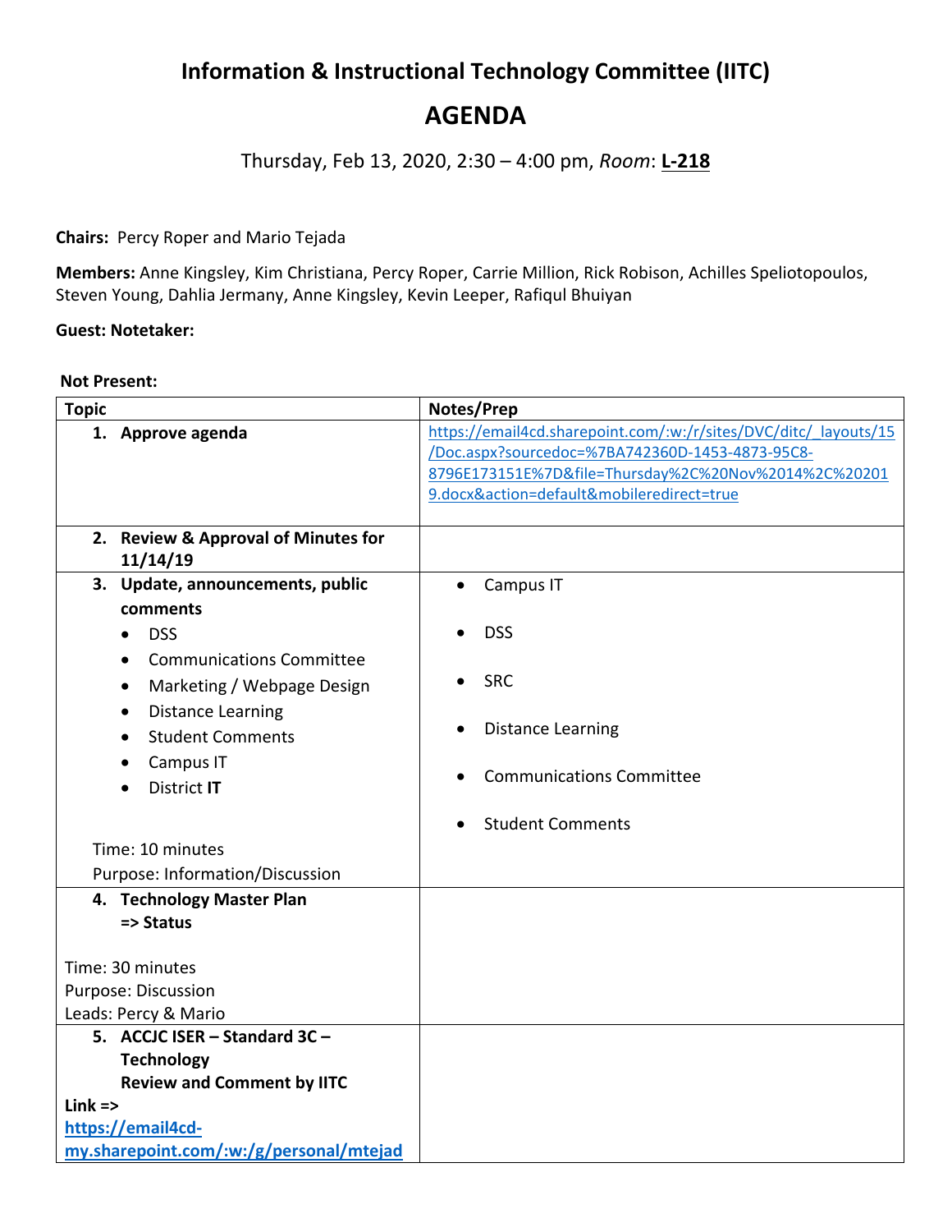# Information & Instructional Technology Committee (IITC)

## AGENDA

Thursday, Feb 13, 2020, 2:30 – 4:00 pm, *Room*: **L-218**

**Chairs:** Percy Roper and Mario Tejada

**Members:** Anne Kingsley, Kim Christiana, Percy Roper, Carrie Million, Rick Robison, Achilles Speliotopoulos, Steven Young, Dahlia Jermany, Anne Kingsley, Kevin Leeper, Rafiqul Bhuiyan

**Guest: Notetaker:**

**Not Present:**

| Topic | Notes/Prep |
|---|---|
| **1. Approve agenda** | https://email4cd.sharepoint.com/:w:/r/sites/DVC/ditc/_layouts/15/Doc.aspx?sourcedoc=%7BA742360D-1453-4873-95C8-8796E173151E%7D&file=Thursday%2C%20Nov%2014%2C%202019.docx&action=default&mobileredirect=true |
| **2. Review & Approval of Minutes for 11/14/19** | |
| **3. Update, announcements, public comments**<br>• DSS<br>• Communications Committee<br>• Marketing / Webpage Design<br>• Distance Learning<br>• Student Comments<br>• Campus IT<br>• District **IT**<br><br>Time: 10 minutes<br>Purpose: Information/Discussion | • Campus IT<br>• DSS<br>• SRC<br>• Distance Learning<br>• Communications Committee<br>• Student Comments |
| **4. Technology Master Plan**<br>**=> Status**<br><br>Time: 30 minutes<br>Purpose: Discussion<br>Leads: Percy & Mario | |
| **5. ACCJC ISER – Standard 3C – Technology**<br>**Review and Comment by IITC**<br>**Link =>**<br>**https://email4cd-my.sharepoint.com/:w:/g/personal/mtejad** | |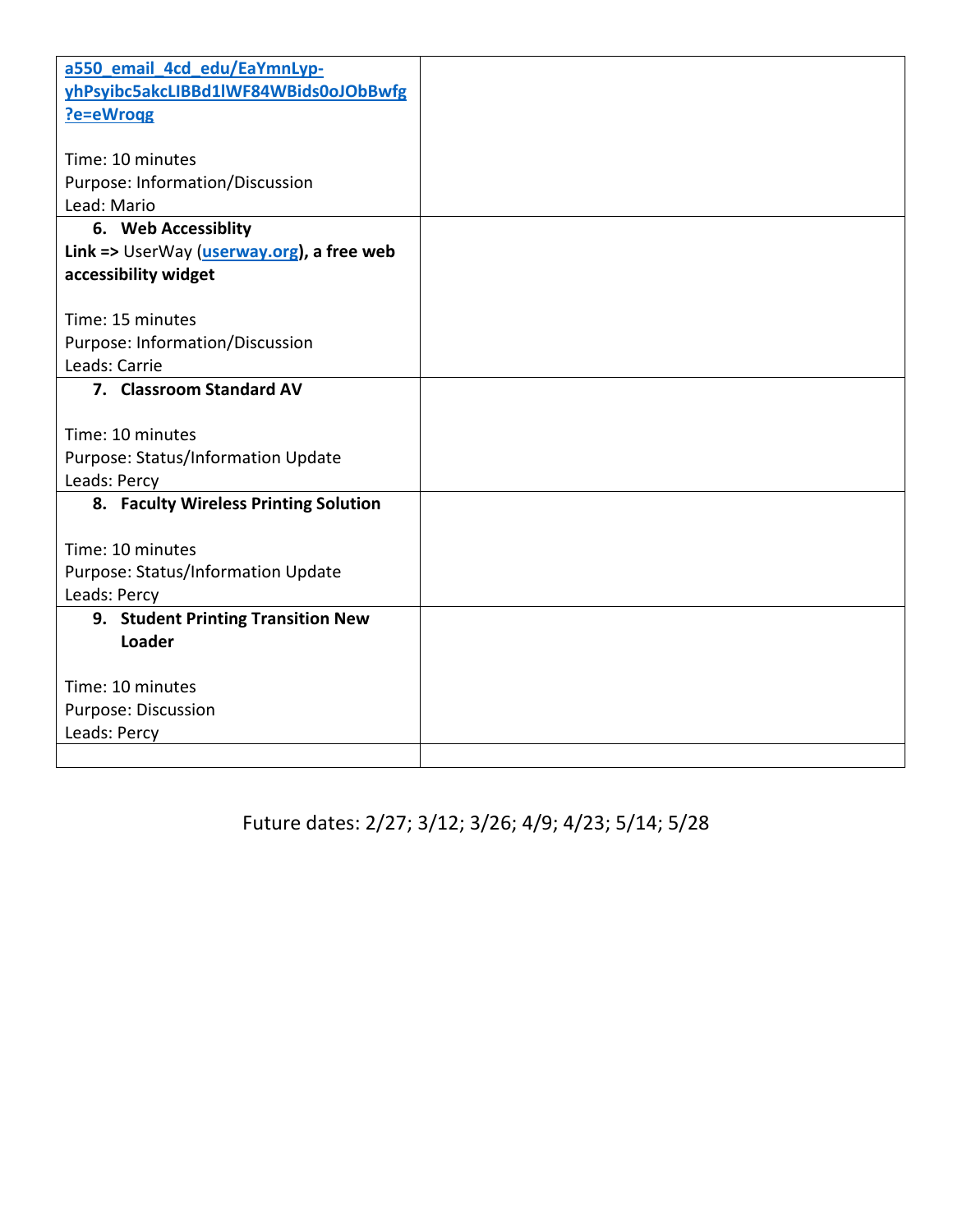| | |
|---|---|
| [a550_email_4cd_edu/EaYmnLyp-yhPsyibc5akcLIBBd1lWF84WBids0oJObBwfg?e=eWroqg]<br><br>Time: 10 minutes<br>Purpose: Information/Discussion<br>Lead: Mario | |
| **6. Web Accessiblity**<br>**Link =>** UserWay (**userway.org**)**, a free web accessibility widget**<br><br>Time: 15 minutes<br>Purpose: Information/Discussion<br>Leads: Carrie | |
| **7. Classroom Standard AV**<br><br>Time: 10 minutes<br>Purpose: Status/Information Update<br>Leads: Percy | |
| **8. Faculty Wireless Printing Solution**<br><br>Time: 10 minutes<br>Purpose: Status/Information Update<br>Leads: Percy | |
| **9. Student Printing Transition New Loader**<br><br>Time: 10 minutes<br>Purpose: Discussion<br>Leads: Percy | |
| | |

Future dates: 2/27; 3/12; 3/26; 4/9; 4/23; 5/14; 5/28